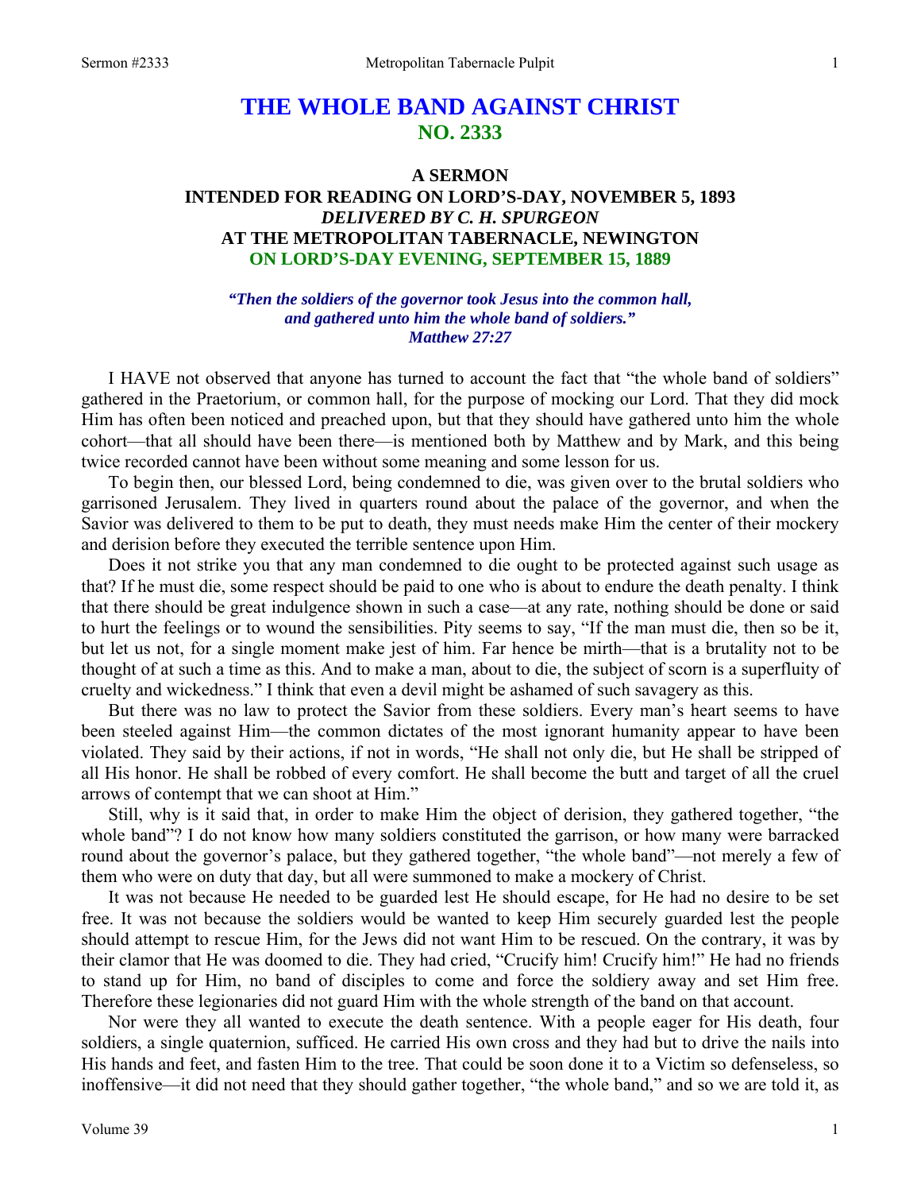# THE WHOLE BAND AGAINST CHRIST
## NO. 2333

### A SERMON
### INTENDED FOR READING ON LORD'S-DAY, NOVEMBER 5, 1893
### *DELIVERED BY C. H. SPURGEON*
### AT THE METROPOLITAN TABERNACLE, NEWINGTON
### ON LORD'S-DAY EVENING, SEPTEMBER 15, 1889

***"Then the soldiers of the governor took Jesus into the common hall, and gathered unto him the whole band of soldiers." Matthew 27:27***

I HAVE not observed that anyone has turned to account the fact that "the whole band of soldiers" gathered in the Praetorium, or common hall, for the purpose of mocking our Lord. That they did mock Him has often been noticed and preached upon, but that they should have gathered unto him the whole cohort—that all should have been there—is mentioned both by Matthew and by Mark, and this being twice recorded cannot have been without some meaning and some lesson for us.

To begin then, our blessed Lord, being condemned to die, was given over to the brutal soldiers who garrisoned Jerusalem. They lived in quarters round about the palace of the governor, and when the Savior was delivered to them to be put to death, they must needs make Him the center of their mockery and derision before they executed the terrible sentence upon Him.

Does it not strike you that any man condemned to die ought to be protected against such usage as that? If he must die, some respect should be paid to one who is about to endure the death penalty. I think that there should be great indulgence shown in such a case—at any rate, nothing should be done or said to hurt the feelings or to wound the sensibilities. Pity seems to say, "If the man must die, then so be it, but let us not, for a single moment make jest of him. Far hence be mirth—that is a brutality not to be thought of at such a time as this. And to make a man, about to die, the subject of scorn is a superfluity of cruelty and wickedness." I think that even a devil might be ashamed of such savagery as this.

But there was no law to protect the Savior from these soldiers. Every man's heart seems to have been steeled against Him—the common dictates of the most ignorant humanity appear to have been violated. They said by their actions, if not in words, "He shall not only die, but He shall be stripped of all His honor. He shall be robbed of every comfort. He shall become the butt and target of all the cruel arrows of contempt that we can shoot at Him."

Still, why is it said that, in order to make Him the object of derision, they gathered together, "the whole band"? I do not know how many soldiers constituted the garrison, or how many were barracked round about the governor's palace, but they gathered together, "the whole band"—not merely a few of them who were on duty that day, but all were summoned to make a mockery of Christ.

It was not because He needed to be guarded lest He should escape, for He had no desire to be set free. It was not because the soldiers would be wanted to keep Him securely guarded lest the people should attempt to rescue Him, for the Jews did not want Him to be rescued. On the contrary, it was by their clamor that He was doomed to die. They had cried, "Crucify him! Crucify him!" He had no friends to stand up for Him, no band of disciples to come and force the soldiery away and set Him free. Therefore these legionaries did not guard Him with the whole strength of the band on that account.

Nor were they all wanted to execute the death sentence. With a people eager for His death, four soldiers, a single quaternion, sufficed. He carried His own cross and they had but to drive the nails into His hands and feet, and fasten Him to the tree. That could be soon done it to a Victim so defenseless, so inoffensive—it did not need that they should gather together, "the whole band," and so we are told it, as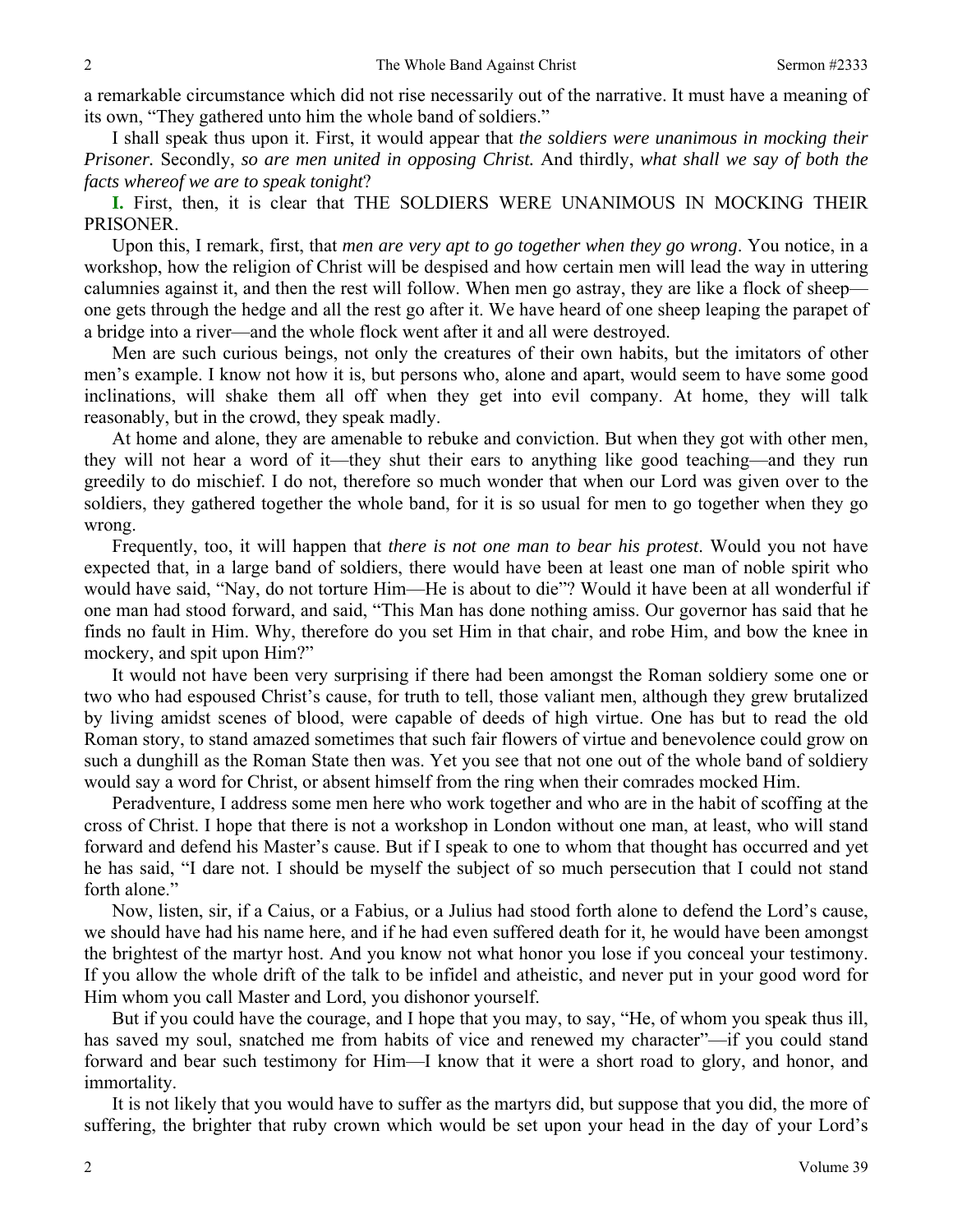a remarkable circumstance which did not rise necessarily out of the narrative. It must have a meaning of its own, "They gathered unto him the whole band of soldiers."

I shall speak thus upon it. First, it would appear that *the soldiers were unanimous in mocking their Prisoner.* Secondly, *so are men united in opposing Christ.* And thirdly, *what shall we say of both the facts whereof we are to speak tonight*?

**I.** First, then, it is clear that THE SOLDIERS WERE UNANIMOUS IN MOCKING THEIR PRISONER.

Upon this, I remark, first, that *men are very apt to go together when they go wrong*. You notice, in a workshop, how the religion of Christ will be despised and how certain men will lead the way in uttering calumnies against it, and then the rest will follow. When men go astray, they are like a flock of sheep—one gets through the hedge and all the rest go after it. We have heard of one sheep leaping the parapet of a bridge into a river—and the whole flock went after it and all were destroyed.

Men are such curious beings, not only the creatures of their own habits, but the imitators of other men's example. I know not how it is, but persons who, alone and apart, would seem to have some good inclinations, will shake them all off when they get into evil company. At home, they will talk reasonably, but in the crowd, they speak madly.

At home and alone, they are amenable to rebuke and conviction. But when they got with other men, they will not hear a word of it—they shut their ears to anything like good teaching—and they run greedily to do mischief. I do not, therefore so much wonder that when our Lord was given over to the soldiers, they gathered together the whole band, for it is so usual for men to go together when they go wrong.

Frequently, too, it will happen that *there is not one man to bear his protest*. Would you not have expected that, in a large band of soldiers, there would have been at least one man of noble spirit who would have said, "Nay, do not torture Him—He is about to die"? Would it have been at all wonderful if one man had stood forward, and said, "This Man has done nothing amiss. Our governor has said that he finds no fault in Him. Why, therefore do you set Him in that chair, and robe Him, and bow the knee in mockery, and spit upon Him?"

It would not have been very surprising if there had been amongst the Roman soldiery some one or two who had espoused Christ's cause, for truth to tell, those valiant men, although they grew brutalized by living amidst scenes of blood, were capable of deeds of high virtue. One has but to read the old Roman story, to stand amazed sometimes that such fair flowers of virtue and benevolence could grow on such a dunghill as the Roman State then was. Yet you see that not one out of the whole band of soldiery would say a word for Christ, or absent himself from the ring when their comrades mocked Him.

Peradventure, I address some men here who work together and who are in the habit of scoffing at the cross of Christ. I hope that there is not a workshop in London without one man, at least, who will stand forward and defend his Master's cause. But if I speak to one to whom that thought has occurred and yet he has said, "I dare not. I should be myself the subject of so much persecution that I could not stand forth alone."

Now, listen, sir, if a Caius, or a Fabius, or a Julius had stood forth alone to defend the Lord's cause, we should have had his name here, and if he had even suffered death for it, he would have been amongst the brightest of the martyr host. And you know not what honor you lose if you conceal your testimony. If you allow the whole drift of the talk to be infidel and atheistic, and never put in your good word for Him whom you call Master and Lord, you dishonor yourself.

But if you could have the courage, and I hope that you may, to say, "He, of whom you speak thus ill, has saved my soul, snatched me from habits of vice and renewed my character"—if you could stand forward and bear such testimony for Him—I know that it were a short road to glory, and honor, and immortality.

It is not likely that you would have to suffer as the martyrs did, but suppose that you did, the more of suffering, the brighter that ruby crown which would be set upon your head in the day of your Lord's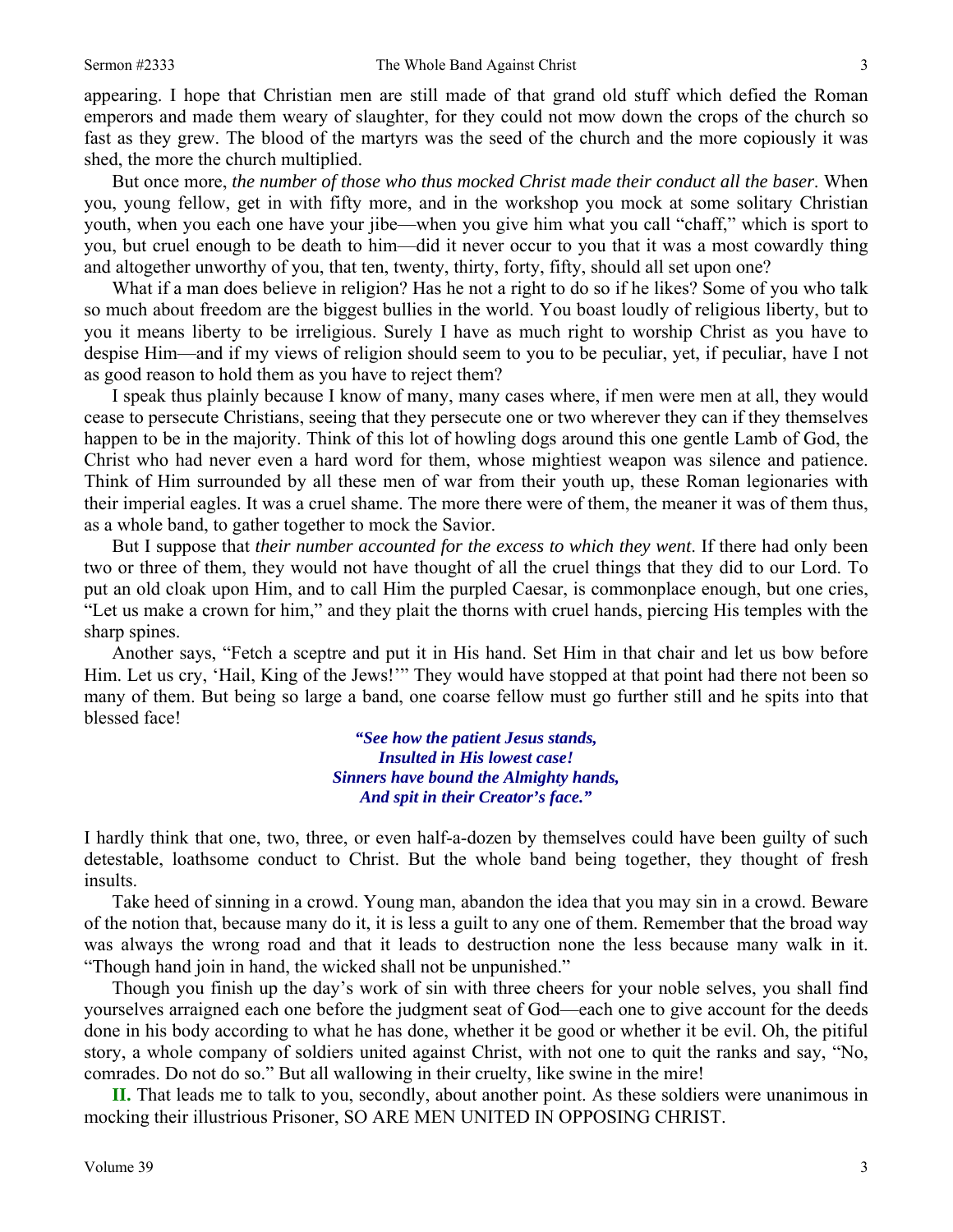appearing. I hope that Christian men are still made of that grand old stuff which defied the Roman emperors and made them weary of slaughter, for they could not mow down the crops of the church so fast as they grew. The blood of the martyrs was the seed of the church and the more copiously it was shed, the more the church multiplied.

But once more, *the number of those who thus mocked Christ made their conduct all the baser*. When you, young fellow, get in with fifty more, and in the workshop you mock at some solitary Christian youth, when you each one have your jibe—when you give him what you call "chaff," which is sport to you, but cruel enough to be death to him—did it never occur to you that it was a most cowardly thing and altogether unworthy of you, that ten, twenty, thirty, forty, fifty, should all set upon one?

What if a man does believe in religion? Has he not a right to do so if he likes? Some of you who talk so much about freedom are the biggest bullies in the world. You boast loudly of religious liberty, but to you it means liberty to be irreligious. Surely I have as much right to worship Christ as you have to despise Him—and if my views of religion should seem to you to be peculiar, yet, if peculiar, have I not as good reason to hold them as you have to reject them?

I speak thus plainly because I know of many, many cases where, if men were men at all, they would cease to persecute Christians, seeing that they persecute one or two wherever they can if they themselves happen to be in the majority. Think of this lot of howling dogs around this one gentle Lamb of God, the Christ who had never even a hard word for them, whose mightiest weapon was silence and patience. Think of Him surrounded by all these men of war from their youth up, these Roman legionaries with their imperial eagles. It was a cruel shame. The more there were of them, the meaner it was of them thus, as a whole band, to gather together to mock the Savior.

But I suppose that *their number accounted for the excess to which they went*. If there had only been two or three of them, they would not have thought of all the cruel things that they did to our Lord. To put an old cloak upon Him, and to call Him the purpled Caesar, is commonplace enough, but one cries, "Let us make a crown for him," and they plait the thorns with cruel hands, piercing His temples with the sharp spines.

Another says, "Fetch a sceptre and put it in His hand. Set Him in that chair and let us bow before Him. Let us cry, 'Hail, King of the Jews!'" They would have stopped at that point had there not been so many of them. But being so large a band, one coarse fellow must go further still and he spits into that blessed face!

> ***"See how the patient Jesus stands,***
> ***Insulted in His lowest case!***
> ***Sinners have bound the Almighty hands,***
> ***And spit in their Creator's face."***

I hardly think that one, two, three, or even half-a-dozen by themselves could have been guilty of such detestable, loathsome conduct to Christ. But the whole band being together, they thought of fresh insults.

Take heed of sinning in a crowd. Young man, abandon the idea that you may sin in a crowd. Beware of the notion that, because many do it, it is less a guilt to any one of them. Remember that the broad way was always the wrong road and that it leads to destruction none the less because many walk in it. "Though hand join in hand, the wicked shall not be unpunished."

Though you finish up the day's work of sin with three cheers for your noble selves, you shall find yourselves arraigned each one before the judgment seat of God—each one to give account for the deeds done in his body according to what he has done, whether it be good or whether it be evil. Oh, the pitiful story, a whole company of soldiers united against Christ, with not one to quit the ranks and say, "No, comrades. Do not do so." But all wallowing in their cruelty, like swine in the mire!

**II.** That leads me to talk to you, secondly, about another point. As these soldiers were unanimous in mocking their illustrious Prisoner, SO ARE MEN UNITED IN OPPOSING CHRIST.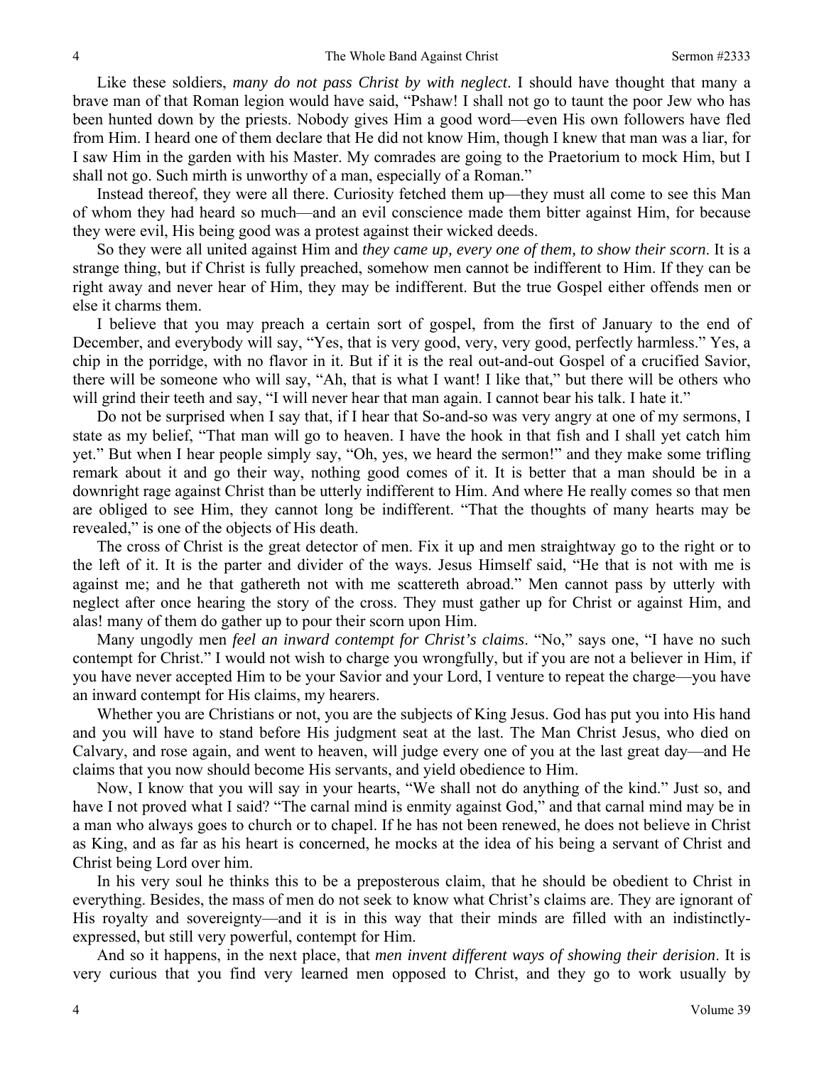Like these soldiers, *many do not pass Christ by with neglect*. I should have thought that many a brave man of that Roman legion would have said, "Pshaw! I shall not go to taunt the poor Jew who has been hunted down by the priests. Nobody gives Him a good word—even His own followers have fled from Him. I heard one of them declare that He did not know Him, though I knew that man was a liar, for I saw Him in the garden with his Master. My comrades are going to the Praetorium to mock Him, but I shall not go. Such mirth is unworthy of a man, especially of a Roman."

Instead thereof, they were all there. Curiosity fetched them up—they must all come to see this Man of whom they had heard so much—and an evil conscience made them bitter against Him, for because they were evil, His being good was a protest against their wicked deeds.

So they were all united against Him and *they came up, every one of them, to show their scorn*. It is a strange thing, but if Christ is fully preached, somehow men cannot be indifferent to Him. If they can be right away and never hear of Him, they may be indifferent. But the true Gospel either offends men or else it charms them.

I believe that you may preach a certain sort of gospel, from the first of January to the end of December, and everybody will say, "Yes, that is very good, very, very good, perfectly harmless." Yes, a chip in the porridge, with no flavor in it. But if it is the real out-and-out Gospel of a crucified Savior, there will be someone who will say, "Ah, that is what I want! I like that," but there will be others who will grind their teeth and say, "I will never hear that man again. I cannot bear his talk. I hate it."

Do not be surprised when I say that, if I hear that So-and-so was very angry at one of my sermons, I state as my belief, "That man will go to heaven. I have the hook in that fish and I shall yet catch him yet." But when I hear people simply say, "Oh, yes, we heard the sermon!" and they make some trifling remark about it and go their way, nothing good comes of it. It is better that a man should be in a downright rage against Christ than be utterly indifferent to Him. And where He really comes so that men are obliged to see Him, they cannot long be indifferent. "That the thoughts of many hearts may be revealed," is one of the objects of His death.

The cross of Christ is the great detector of men. Fix it up and men straightway go to the right or to the left of it. It is the parter and divider of the ways. Jesus Himself said, "He that is not with me is against me; and he that gathereth not with me scattereth abroad." Men cannot pass by utterly with neglect after once hearing the story of the cross. They must gather up for Christ or against Him, and alas! many of them do gather up to pour their scorn upon Him.

Many ungodly men *feel an inward contempt for Christ's claims*. "No," says one, "I have no such contempt for Christ." I would not wish to charge you wrongfully, but if you are not a believer in Him, if you have never accepted Him to be your Savior and your Lord, I venture to repeat the charge—you have an inward contempt for His claims, my hearers.

Whether you are Christians or not, you are the subjects of King Jesus. God has put you into His hand and you will have to stand before His judgment seat at the last. The Man Christ Jesus, who died on Calvary, and rose again, and went to heaven, will judge every one of you at the last great day—and He claims that you now should become His servants, and yield obedience to Him.

Now, I know that you will say in your hearts, "We shall not do anything of the kind." Just so, and have I not proved what I said? "The carnal mind is enmity against God," and that carnal mind may be in a man who always goes to church or to chapel. If he has not been renewed, he does not believe in Christ as King, and as far as his heart is concerned, he mocks at the idea of his being a servant of Christ and Christ being Lord over him.

In his very soul he thinks this to be a preposterous claim, that he should be obedient to Christ in everything. Besides, the mass of men do not seek to know what Christ's claims are. They are ignorant of His royalty and sovereignty—and it is in this way that their minds are filled with an indistinctly-expressed, but still very powerful, contempt for Him.

And so it happens, in the next place, that *men invent different ways of showing their derision*. It is very curious that you find very learned men opposed to Christ, and they go to work usually by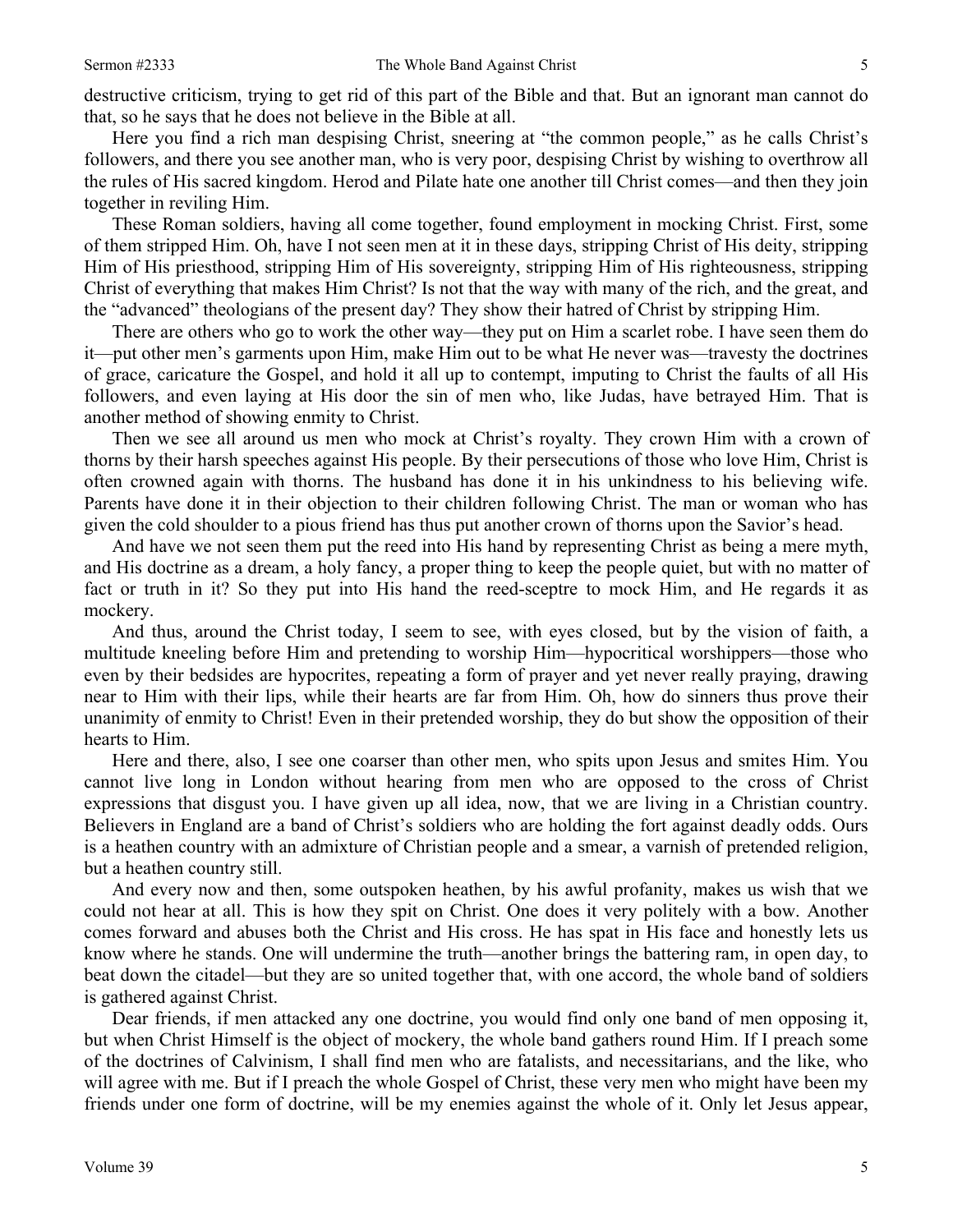destructive criticism, trying to get rid of this part of the Bible and that. But an ignorant man cannot do that, so he says that he does not believe in the Bible at all.

Here you find a rich man despising Christ, sneering at "the common people," as he calls Christ's followers, and there you see another man, who is very poor, despising Christ by wishing to overthrow all the rules of His sacred kingdom. Herod and Pilate hate one another till Christ comes—and then they join together in reviling Him.

These Roman soldiers, having all come together, found employment in mocking Christ. First, some of them stripped Him. Oh, have I not seen men at it in these days, stripping Christ of His deity, stripping Him of His priesthood, stripping Him of His sovereignty, stripping Him of His righteousness, stripping Christ of everything that makes Him Christ? Is not that the way with many of the rich, and the great, and the "advanced" theologians of the present day? They show their hatred of Christ by stripping Him.

There are others who go to work the other way—they put on Him a scarlet robe. I have seen them do it—put other men's garments upon Him, make Him out to be what He never was—travesty the doctrines of grace, caricature the Gospel, and hold it all up to contempt, imputing to Christ the faults of all His followers, and even laying at His door the sin of men who, like Judas, have betrayed Him. That is another method of showing enmity to Christ.

Then we see all around us men who mock at Christ's royalty. They crown Him with a crown of thorns by their harsh speeches against His people. By their persecutions of those who love Him, Christ is often crowned again with thorns. The husband has done it in his unkindness to his believing wife. Parents have done it in their objection to their children following Christ. The man or woman who has given the cold shoulder to a pious friend has thus put another crown of thorns upon the Savior's head.

And have we not seen them put the reed into His hand by representing Christ as being a mere myth, and His doctrine as a dream, a holy fancy, a proper thing to keep the people quiet, but with no matter of fact or truth in it? So they put into His hand the reed-sceptre to mock Him, and He regards it as mockery.

And thus, around the Christ today, I seem to see, with eyes closed, but by the vision of faith, a multitude kneeling before Him and pretending to worship Him—hypocritical worshippers—those who even by their bedsides are hypocrites, repeating a form of prayer and yet never really praying, drawing near to Him with their lips, while their hearts are far from Him. Oh, how do sinners thus prove their unanimity of enmity to Christ! Even in their pretended worship, they do but show the opposition of their hearts to Him.

Here and there, also, I see one coarser than other men, who spits upon Jesus and smites Him. You cannot live long in London without hearing from men who are opposed to the cross of Christ expressions that disgust you. I have given up all idea, now, that we are living in a Christian country. Believers in England are a band of Christ's soldiers who are holding the fort against deadly odds. Ours is a heathen country with an admixture of Christian people and a smear, a varnish of pretended religion, but a heathen country still.

And every now and then, some outspoken heathen, by his awful profanity, makes us wish that we could not hear at all. This is how they spit on Christ. One does it very politely with a bow. Another comes forward and abuses both the Christ and His cross. He has spat in His face and honestly lets us know where he stands. One will undermine the truth—another brings the battering ram, in open day, to beat down the citadel—but they are so united together that, with one accord, the whole band of soldiers is gathered against Christ.

Dear friends, if men attacked any one doctrine, you would find only one band of men opposing it, but when Christ Himself is the object of mockery, the whole band gathers round Him. If I preach some of the doctrines of Calvinism, I shall find men who are fatalists, and necessitarians, and the like, who will agree with me. But if I preach the whole Gospel of Christ, these very men who might have been my friends under one form of doctrine, will be my enemies against the whole of it. Only let Jesus appear,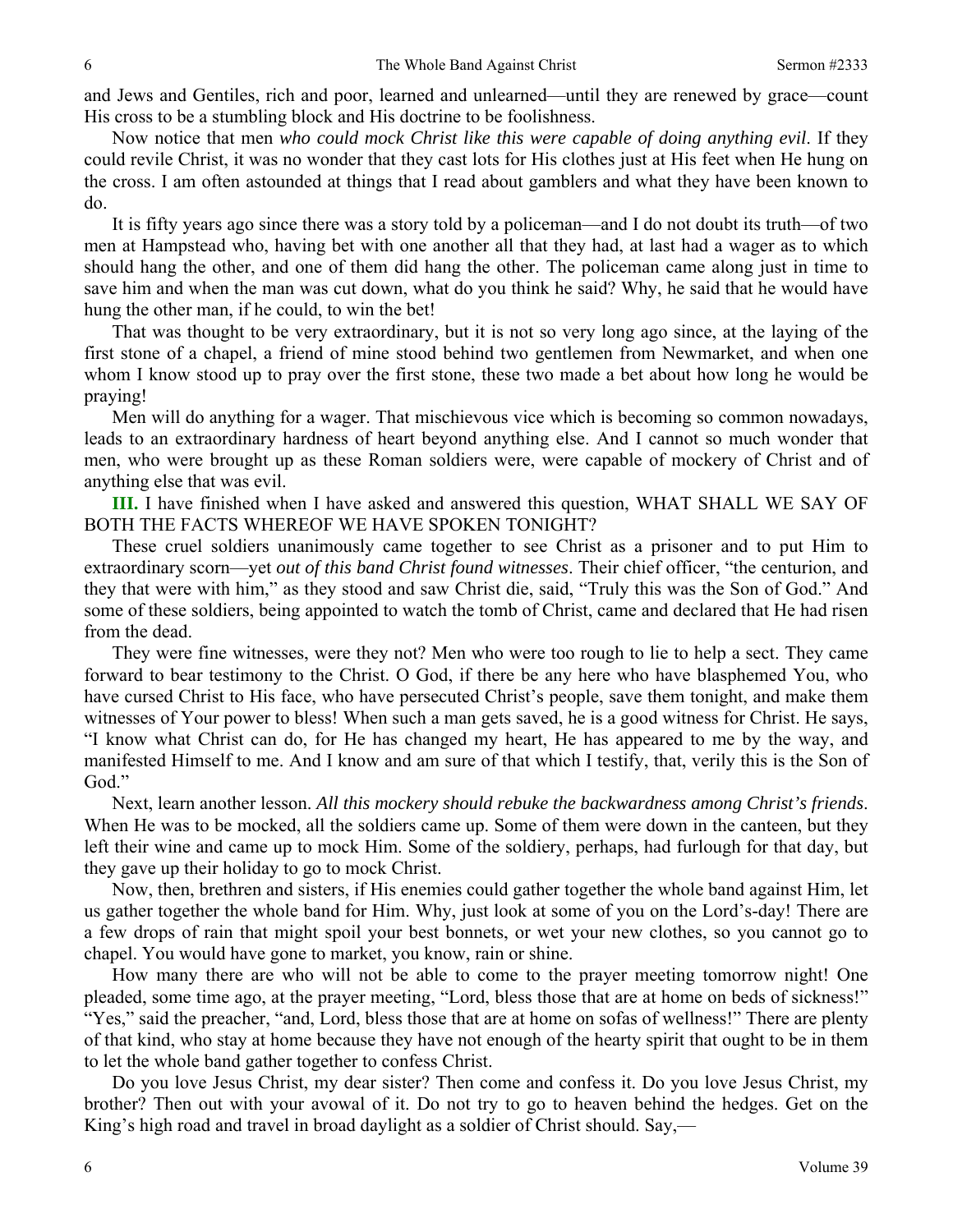and Jews and Gentiles, rich and poor, learned and unlearned—until they are renewed by grace—count His cross to be a stumbling block and His doctrine to be foolishness.

Now notice that men *who could mock Christ like this were capable of doing anything evil*. If they could revile Christ, it was no wonder that they cast lots for His clothes just at His feet when He hung on the cross. I am often astounded at things that I read about gamblers and what they have been known to do.

It is fifty years ago since there was a story told by a policeman—and I do not doubt its truth—of two men at Hampstead who, having bet with one another all that they had, at last had a wager as to which should hang the other, and one of them did hang the other. The policeman came along just in time to save him and when the man was cut down, what do you think he said? Why, he said that he would have hung the other man, if he could, to win the bet!

That was thought to be very extraordinary, but it is not so very long ago since, at the laying of the first stone of a chapel, a friend of mine stood behind two gentlemen from Newmarket, and when one whom I know stood up to pray over the first stone, these two made a bet about how long he would be praying!

Men will do anything for a wager. That mischievous vice which is becoming so common nowadays, leads to an extraordinary hardness of heart beyond anything else. And I cannot so much wonder that men, who were brought up as these Roman soldiers were, were capable of mockery of Christ and of anything else that was evil.

**III.** I have finished when I have asked and answered this question, WHAT SHALL WE SAY OF BOTH THE FACTS WHEREOF WE HAVE SPOKEN TONIGHT?

These cruel soldiers unanimously came together to see Christ as a prisoner and to put Him to extraordinary scorn—yet *out of this band Christ found witnesses*. Their chief officer, "the centurion, and they that were with him," as they stood and saw Christ die, said, "Truly this was the Son of God." And some of these soldiers, being appointed to watch the tomb of Christ, came and declared that He had risen from the dead.

They were fine witnesses, were they not? Men who were too rough to lie to help a sect. They came forward to bear testimony to the Christ. O God, if there be any here who have blasphemed You, who have cursed Christ to His face, who have persecuted Christ's people, save them tonight, and make them witnesses of Your power to bless! When such a man gets saved, he is a good witness for Christ. He says, "I know what Christ can do, for He has changed my heart, He has appeared to me by the way, and manifested Himself to me. And I know and am sure of that which I testify, that, verily this is the Son of God."

Next, learn another lesson. *All this mockery should rebuke the backwardness among Christ's friends*. When He was to be mocked, all the soldiers came up. Some of them were down in the canteen, but they left their wine and came up to mock Him. Some of the soldiery, perhaps, had furlough for that day, but they gave up their holiday to go to mock Christ.

Now, then, brethren and sisters, if His enemies could gather together the whole band against Him, let us gather together the whole band for Him. Why, just look at some of you on the Lord's-day! There are a few drops of rain that might spoil your best bonnets, or wet your new clothes, so you cannot go to chapel. You would have gone to market, you know, rain or shine.

How many there are who will not be able to come to the prayer meeting tomorrow night! One pleaded, some time ago, at the prayer meeting, "Lord, bless those that are at home on beds of sickness!" "Yes," said the preacher, "and, Lord, bless those that are at home on sofas of wellness!" There are plenty of that kind, who stay at home because they have not enough of the hearty spirit that ought to be in them to let the whole band gather together to confess Christ.

Do you love Jesus Christ, my dear sister? Then come and confess it. Do you love Jesus Christ, my brother? Then out with your avowal of it. Do not try to go to heaven behind the hedges. Get on the King's high road and travel in broad daylight as a soldier of Christ should. Say,—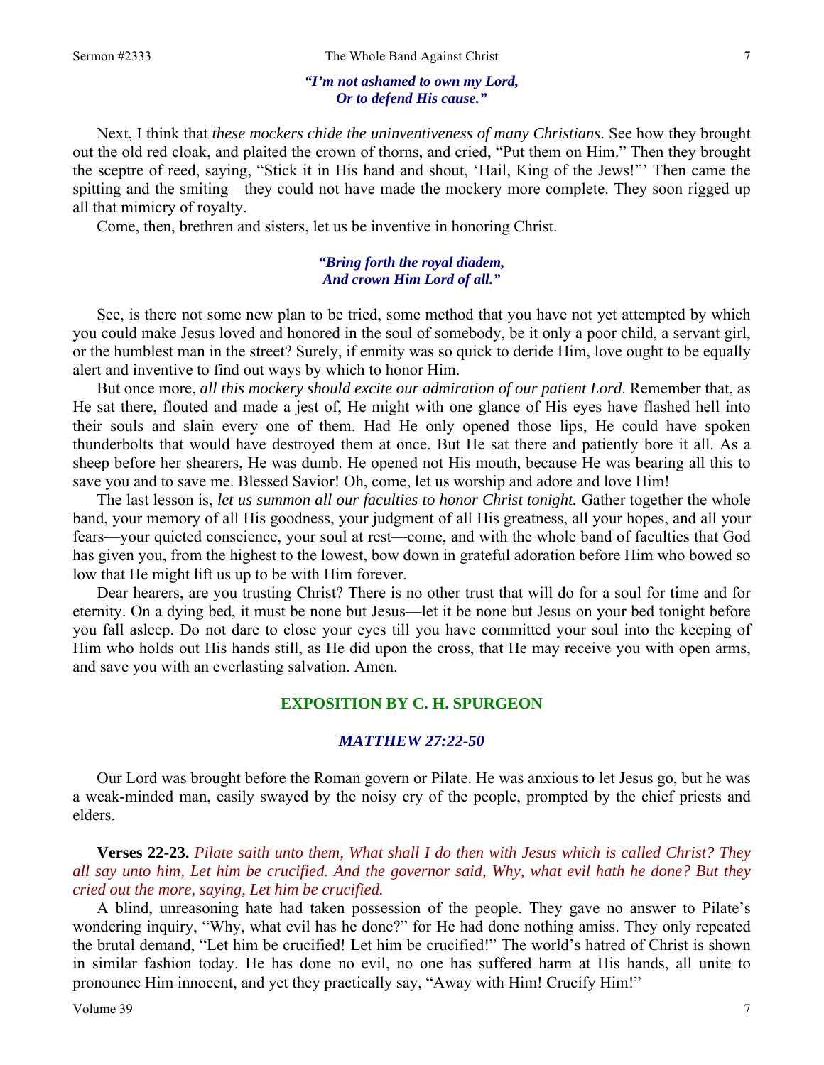*"I'm not ashamed to own my Lord,*
*Or to defend His cause."*

Next, I think that *these mockers chide the uninventiveness of many Christians*. See how they brought out the old red cloak, and plaited the crown of thorns, and cried, "Put them on Him." Then they brought the sceptre of reed, saying, "Stick it in His hand and shout, 'Hail, King of the Jews!'" Then came the spitting and the smiting—they could not have made the mockery more complete. They soon rigged up all that mimicry of royalty.

Come, then, brethren and sisters, let us be inventive in honoring Christ.

*"Bring forth the royal diadem,*
*And crown Him Lord of all."*

See, is there not some new plan to be tried, some method that you have not yet attempted by which you could make Jesus loved and honored in the soul of somebody, be it only a poor child, a servant girl, or the humblest man in the street? Surely, if enmity was so quick to deride Him, love ought to be equally alert and inventive to find out ways by which to honor Him.

But once more, *all this mockery should excite our admiration of our patient Lord*. Remember that, as He sat there, flouted and made a jest of, He might with one glance of His eyes have flashed hell into their souls and slain every one of them. Had He only opened those lips, He could have spoken thunderbolts that would have destroyed them at once. But He sat there and patiently bore it all. As a sheep before her shearers, He was dumb. He opened not His mouth, because He was bearing all this to save you and to save me. Blessed Savior! Oh, come, let us worship and adore and love Him!

The last lesson is, *let us summon all our faculties to honor Christ tonight.* Gather together the whole band, your memory of all His goodness, your judgment of all His greatness, all your hopes, and all your fears—your quieted conscience, your soul at rest—come, and with the whole band of faculties that God has given you, from the highest to the lowest, bow down in grateful adoration before Him who bowed so low that He might lift us up to be with Him forever.

Dear hearers, are you trusting Christ? There is no other trust that will do for a soul for time and for eternity. On a dying bed, it must be none but Jesus—let it be none but Jesus on your bed tonight before you fall asleep. Do not dare to close your eyes till you have committed your soul into the keeping of Him who holds out His hands still, as He did upon the cross, that He may receive you with open arms, and save you with an everlasting salvation. Amen.

## EXPOSITION BY C. H. SPURGEON

### *MATTHEW 27:22-50*

Our Lord was brought before the Roman govern or Pilate. He was anxious to let Jesus go, but he was a weak-minded man, easily swayed by the noisy cry of the people, prompted by the chief priests and elders.

**Verses 22-23.** *Pilate saith unto them, What shall I do then with Jesus which is called Christ? They all say unto him, Let him be crucified. And the governor said, Why, what evil hath he done? But they cried out the more, saying, Let him be crucified.*

A blind, unreasoning hate had taken possession of the people. They gave no answer to Pilate's wondering inquiry, "Why, what evil has he done?" for He had done nothing amiss. They only repeated the brutal demand, "Let him be crucified! Let him be crucified!" The world's hatred of Christ is shown in similar fashion today. He has done no evil, no one has suffered harm at His hands, all unite to pronounce Him innocent, and yet they practically say, "Away with Him! Crucify Him!"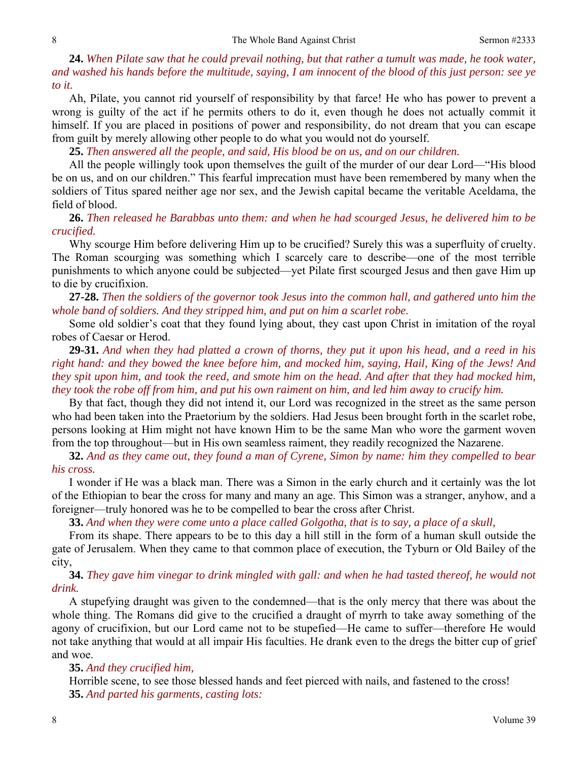**24.** *When Pilate saw that he could prevail nothing, but that rather a tumult was made, he took water, and washed his hands before the multitude, saying, I am innocent of the blood of this just person: see ye to it.*

Ah, Pilate, you cannot rid yourself of responsibility by that farce! He who has power to prevent a wrong is guilty of the act if he permits others to do it, even though he does not actually commit it himself. If you are placed in positions of power and responsibility, do not dream that you can escape from guilt by merely allowing other people to do what you would not do yourself.

**25.** *Then answered all the people, and said, His blood be on us, and on our children.*

All the people willingly took upon themselves the guilt of the murder of our dear Lord—"His blood be on us, and on our children." This fearful imprecation must have been remembered by many when the soldiers of Titus spared neither age nor sex, and the Jewish capital became the veritable Aceldama, the field of blood.

**26.** *Then released he Barabbas unto them: and when he had scourged Jesus, he delivered him to be crucified.*

Why scourge Him before delivering Him up to be crucified? Surely this was a superfluity of cruelty. The Roman scourging was something which I scarcely care to describe—one of the most terrible punishments to which anyone could be subjected—yet Pilate first scourged Jesus and then gave Him up to die by crucifixion.

**27-28.** *Then the soldiers of the governor took Jesus into the common hall, and gathered unto him the whole band of soldiers. And they stripped him, and put on him a scarlet robe.*

Some old soldier's coat that they found lying about, they cast upon Christ in imitation of the royal robes of Caesar or Herod.

**29-31.** *And when they had platted a crown of thorns, they put it upon his head, and a reed in his right hand: and they bowed the knee before him, and mocked him, saying, Hail, King of the Jews! And they spit upon him, and took the reed, and smote him on the head. And after that they had mocked him, they took the robe off from him, and put his own raiment on him, and led him away to crucify him.*

By that fact, though they did not intend it, our Lord was recognized in the street as the same person who had been taken into the Praetorium by the soldiers. Had Jesus been brought forth in the scarlet robe, persons looking at Him might not have known Him to be the same Man who wore the garment woven from the top throughout—but in His own seamless raiment, they readily recognized the Nazarene.

**32.** *And as they came out, they found a man of Cyrene, Simon by name: him they compelled to bear his cross.*

I wonder if He was a black man. There was a Simon in the early church and it certainly was the lot of the Ethiopian to bear the cross for many and many an age. This Simon was a stranger, anyhow, and a foreigner—truly honored was he to be compelled to bear the cross after Christ.

**33.** *And when they were come unto a place called Golgotha, that is to say, a place of a skull,*

From its shape. There appears to be to this day a hill still in the form of a human skull outside the gate of Jerusalem. When they came to that common place of execution, the Tyburn or Old Bailey of the city,

**34.** *They gave him vinegar to drink mingled with gall: and when he had tasted thereof, he would not drink.*

A stupefying draught was given to the condemned—that is the only mercy that there was about the whole thing. The Romans did give to the crucified a draught of myrrh to take away something of the agony of crucifixion, but our Lord came not to be stupefied—He came to suffer—therefore He would not take anything that would at all impair His faculties. He drank even to the dregs the bitter cup of grief and woe.

**35.** *And they crucified him,*

Horrible scene, to see those blessed hands and feet pierced with nails, and fastened to the cross!

**35.** *And parted his garments, casting lots:*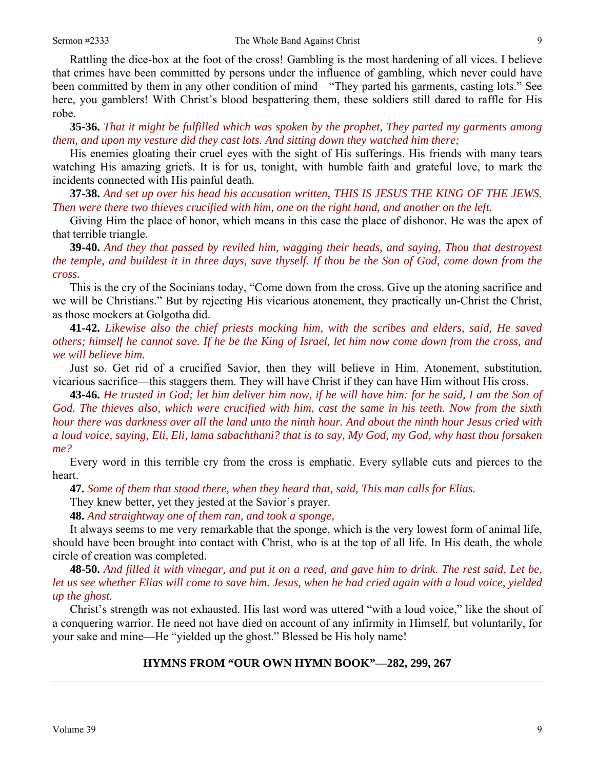Rattling the dice-box at the foot of the cross! Gambling is the most hardening of all vices. I believe that crimes have been committed by persons under the influence of gambling, which never could have been committed by them in any other condition of mind—"They parted his garments, casting lots." See here, you gamblers! With Christ's blood bespattering them, these soldiers still dared to raffle for His robe.

**35-36.** *That it might be fulfilled which was spoken by the prophet, They parted my garments among them, and upon my vesture did they cast lots. And sitting down they watched him there;*

His enemies gloating their cruel eyes with the sight of His sufferings. His friends with many tears watching His amazing griefs. It is for us, tonight, with humble faith and grateful love, to mark the incidents connected with His painful death.

**37-38.** *And set up over his head his accusation written, THIS IS JESUS THE KING OF THE JEWS. Then were there two thieves crucified with him, one on the right hand, and another on the left.*

Giving Him the place of honor, which means in this case the place of dishonor. He was the apex of that terrible triangle.

**39-40.** *And they that passed by reviled him, wagging their heads, and saying, Thou that destroyest the temple, and buildest it in three days, save thyself. If thou be the Son of God, come down from the cross.*

This is the cry of the Socinians today, "Come down from the cross. Give up the atoning sacrifice and we will be Christians." But by rejecting His vicarious atonement, they practically un-Christ the Christ, as those mockers at Golgotha did.

**41-42.** *Likewise also the chief priests mocking him, with the scribes and elders, said, He saved others; himself he cannot save. If he be the King of Israel, let him now come down from the cross, and we will believe him.*

Just so. Get rid of a crucified Savior, then they will believe in Him. Atonement, substitution, vicarious sacrifice—this staggers them. They will have Christ if they can have Him without His cross.

**43-46.** *He trusted in God; let him deliver him now, if he will have him: for he said, I am the Son of God. The thieves also, which were crucified with him, cast the same in his teeth. Now from the sixth hour there was darkness over all the land unto the ninth hour. And about the ninth hour Jesus cried with a loud voice, saying, Eli, Eli, lama sabachthani? that is to say, My God, my God, why hast thou forsaken me?*

Every word in this terrible cry from the cross is emphatic. Every syllable cuts and pierces to the heart.

**47.** *Some of them that stood there, when they heard that, said, This man calls for Elias.*

They knew better, yet they jested at the Savior's prayer.

**48.** *And straightway one of them ran, and took a sponge,*

It always seems to me very remarkable that the sponge, which is the very lowest form of animal life, should have been brought into contact with Christ, who is at the top of all life. In His death, the whole circle of creation was completed.

**48-50.** *And filled it with vinegar, and put it on a reed, and gave him to drink. The rest said, Let be, let us see whether Elias will come to save him. Jesus, when he had cried again with a loud voice, yielded up the ghost.*

Christ's strength was not exhausted. His last word was uttered "with a loud voice," like the shout of a conquering warrior. He need not have died on account of any infirmity in Himself, but voluntarily, for your sake and mine—He "yielded up the ghost." Blessed be His holy name!

**HYMNS FROM "OUR OWN HYMN BOOK"—282, 299, 267**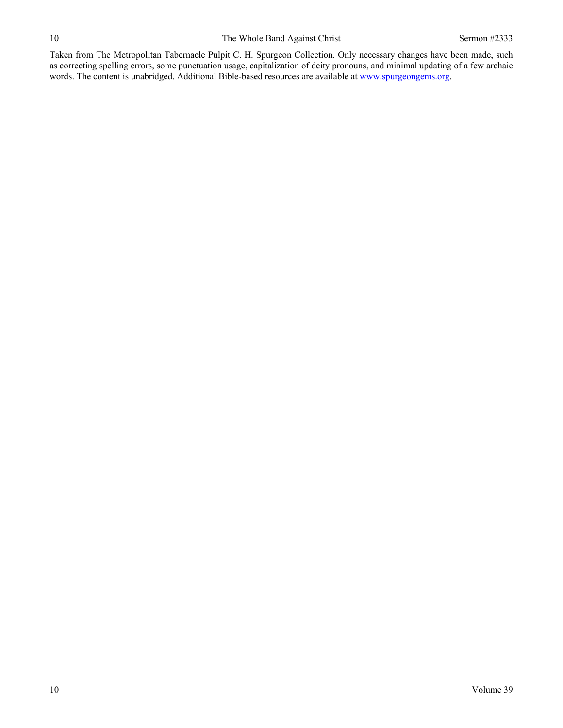Taken from The Metropolitan Tabernacle Pulpit C. H. Spurgeon Collection. Only necessary changes have been made, such as correcting spelling errors, some punctuation usage, capitalization of deity pronouns, and minimal updating of a few archaic words. The content is unabridged. Additional Bible-based resources are available at [www.spurgeongems.org](http://www.spurgeongems.org).